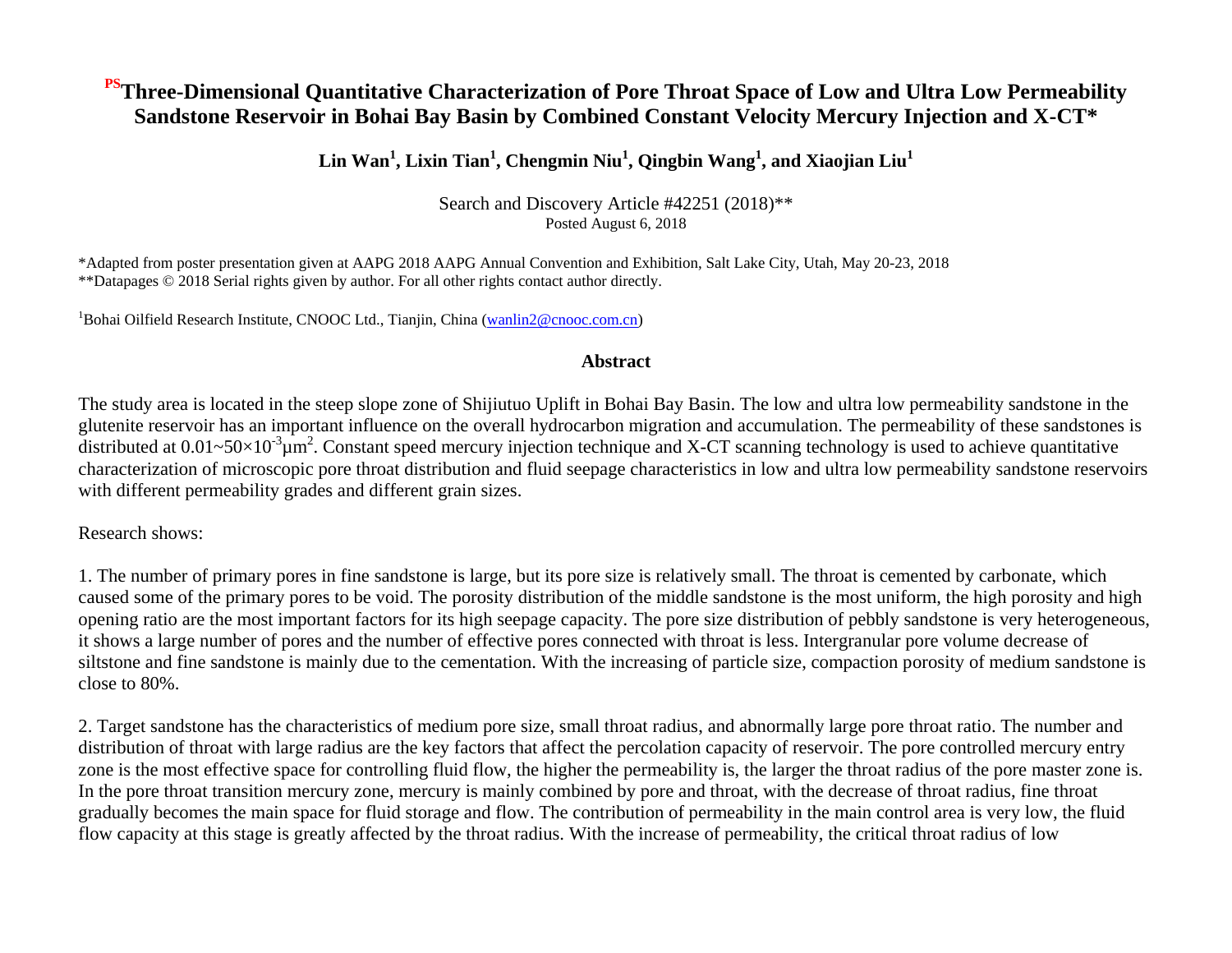# PS Three-Dimensional Quantitative Characterization of Pore Throat Space of Low and Ultra Low Permeability Sandstone Reservoir in Bohai Bay Basin by Combined Constant Velocity Mercury Injection and X-CT*

**Lin Wan[1], Lixin Tian[1], Chengmin Niu[1], Qingbin Wang[1], and Xiaojian Liu[1]**

Search and Discovery Article #42251 (2018)**
Posted August 6, 2018

*Adapted from poster presentation given at AAPG 2018 AAPG Annual Convention and Exhibition, Salt Lake City, Utah, May 20-23, 2018
**Datapages © 2018 Serial rights given by author. For all other rights contact author directly.

[1]Bohai Oilfield Research Institute, CNOOC Ltd., Tianjin, China (wanlin2@cnooc.com.cn)

## Abstract

The study area is located in the steep slope zone of Shijiutuo Uplift in Bohai Bay Basin. The low and ultra low permeability sandstone in the glutenite reservoir has an important influence on the overall hydrocarbon migration and accumulation. The permeability of these sandstones is distributed at $0.01\sim50\times10^{-3}\mu m^2$. Constant speed mercury injection technique and X-CT scanning technology is used to achieve quantitative characterization of microscopic pore throat distribution and fluid seepage characteristics in low and ultra low permeability sandstone reservoirs with different permeability grades and different grain sizes.

Research shows:

1. The number of primary pores in fine sandstone is large, but its pore size is relatively small. The throat is cemented by carbonate, which caused some of the primary pores to be void. The porosity distribution of the middle sandstone is the most uniform, the high porosity and high opening ratio are the most important factors for its high seepage capacity. The pore size distribution of pebbly sandstone is very heterogeneous, it shows a large number of pores and the number of effective pores connected with throat is less. Intergranular pore volume decrease of siltstone and fine sandstone is mainly due to the cementation. With the increasing of particle size, compaction porosity of medium sandstone is close to 80%.

2. Target sandstone has the characteristics of medium pore size, small throat radius, and abnormally large pore throat ratio. The number and distribution of throat with large radius are the key factors that affect the percolation capacity of reservoir. The pore controlled mercury entry zone is the most effective space for controlling fluid flow, the higher the permeability is, the larger the throat radius of the pore master zone is. In the pore throat transition mercury zone, mercury is mainly combined by pore and throat, with the decrease of throat radius, fine throat gradually becomes the main space for fluid storage and flow. The contribution of permeability in the main control area is very low, the fluid flow capacity at this stage is greatly affected by the throat radius. With the increase of permeability, the critical throat radius of low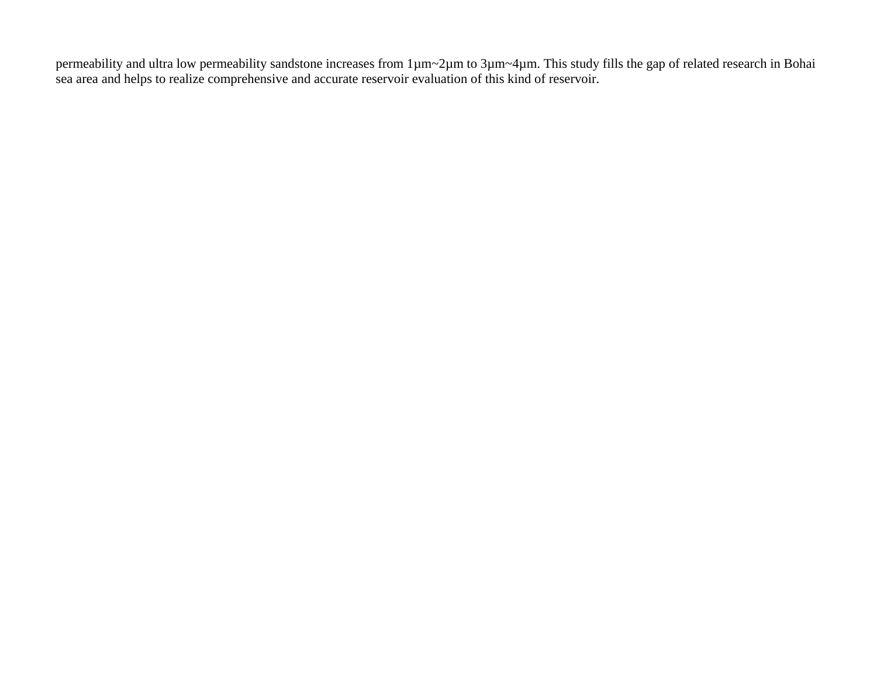permeability and ultra low permeability sandstone increases from 1μm~2μm to 3μm~4μm. This study fills the gap of related research in Bohai sea area and helps to realize comprehensive and accurate reservoir evaluation of this kind of reservoir.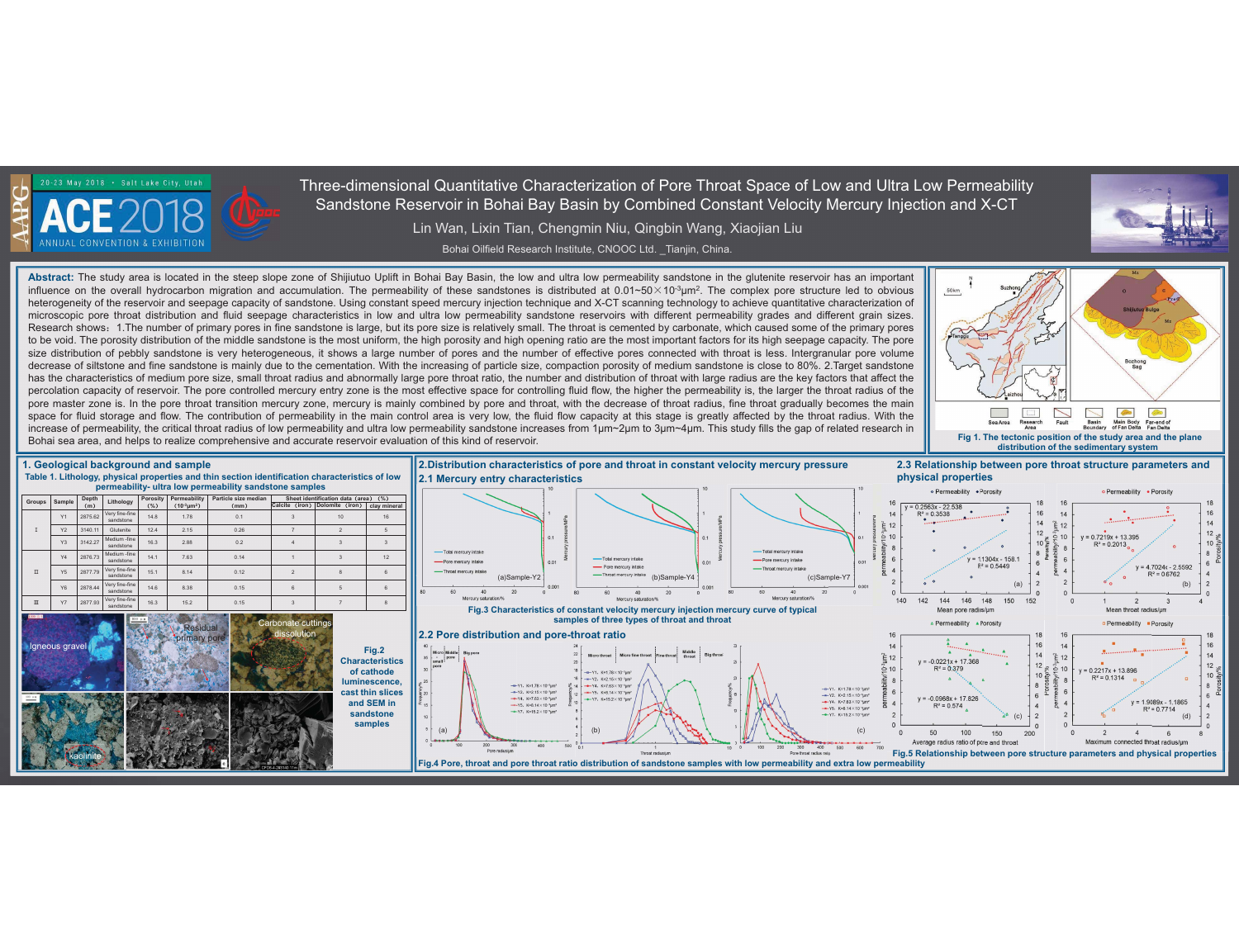# Three-dimensional Quantitative Characterization of Pore Throat Space of Low and Ultra Low Permeability Sandstone Reservoir in Bohai Bay Basin by Combined Constant Velocity Mercury Injection and X-CT

Lin Wan, Lixin Tian, Chengmin Niu, Qingbin Wang, Xiaojian Liu

Bohai Oilfield Research Institute, CNOOC Ltd. _Tianjin, China.

**Abstract:** The study area is located in the steep slope zone of Shijiutuo Uplift in Bohai Bay Basin, the low and ultra low permeability sandstone in the glutenite reservoir has an important influence on the overall hydrocarbon migration and accumulation. The permeability of these sandstones is distributed at 0.01~50×$10^{-3}$μm$^2$. The complex pore structure led to obvious heterogeneity of the reservoir and seepage capacity of sandstone. Using constant speed mercury injection technique and X-CT scanning technology to achieve quantitative characterization of microscopic pore throat distribution and fluid seepage characteristics in low and ultra low permeability sandstone reservoirs with different permeability grades and different grain sizes. Research shows：1.The number of primary pores in fine sandstone is large, but its pore size is relatively small. The throat is cemented by carbonate, which caused some of the primary pores to be void. The porosity distribution of the middle sandstone is the most uniform, the high porosity and high opening ratio are the most important factors for its high seepage capacity. The pore size distribution of pebbly sandstone is very heterogeneous, it shows a large number of pores and the number of effective pores connected with throat is less. Intergranular pore volume decrease of siltstone and fine sandstone is mainly due to the cementation. With the increasing of particle size, compaction porosity of medium sandstone is close to 80%. 2.Target sandstone has the characteristics of medium pore size, small throat radius and abnormally large pore throat ratio, the number and distribution of throat with large radius are the key factors that affect the percolation capacity of reservoir. The pore controlled mercury entry zone is the most effective space for controlling fluid flow, the higher the permeability is, the larger the throat radius of the pore master zone is. In the pore throat transition mercury zone, mercury is mainly combined by pore and throat, with the decrease of throat radius, fine throat gradually becomes the main space for fluid storage and flow. The contribution of permeability in the main control area is very low, the fluid flow capacity at this stage is greatly affected by the throat radius. With the increase of permeability, the critical throat radius of low permeability and ultra low permeability sandstone increases from 1μm~2μm to 3μm~4μm. This study fills the gap of related research in Bohai sea area, and helps to realize comprehensive and accurate reservoir evaluation of this kind of reservoir.

Fig 1. The tectonic position of the study area and the plane distribution of the sedimentary system

## 1. Geological background and sample

Table 1. Lithology, physical properties and thin section identification characteristics of low permeability- ultra low permeability sandstone samples

| Groups | Sample | Depth (m) | Lithology | Porosity (%) | Permeability ($10^{-3}$μm$^2$) | Particle size median (mm) | Sheet identification data (area) (%) | | |
|---|---|---|---|---|---|---|---|---|---|
| | | | | | | | Calcite (iron) | Dolomite (iron) | clay mineral |
| I | Y1 | 2875.62 | Very fine-fine sandstone | 14.8 | 1.78 | 0.1 | 3 | 10 | 16 |
| | Y2 | 3140.11 | Glutenite | 12.4 | 2.15 | 0.26 | 7 | 2 | 5 |
| | Y3 | 3142.27 | Medium -fine sandstone | 16.3 | 2.88 | 0.2 | 4 | 3 | 3 |
| II | Y4 | 2876.73 | Medium -fine sandstone | 14.1 | 7.63 | 0.14 | 1 | 3 | 12 |
| | Y5 | 2877.79 | Very fine-fine sandstone | 15.1 | 8.14 | 0.12 | 2 | 8 | 6 |
| | Y6 | 2878.44 | Very fine-fine sandstone | 14.6 | 8.38 | 0.15 | 6 | 5 | 6 |
| III | Y7 | 2877.93 | Very fine-fine sandstone | 16.3 | 15.2 | 0.15 | 3 | 7 | 8 |

Igneous gravel
Residual primary pore
Carbonate cuttings dissolution
kaolinite

Fig.2 Characteristics of cathode luminescence, cast thin slices and SEM in sandstone samples

## 2.Distribution characteristics of pore and throat in constant velocity mercury pressure

### 2.1 Mercury entry characteristics

Total mercury intake
Pore mercury intake
Throat mercury intake
(a)Sample-Y2
(b)Sample-Y4
(c)Sample-Y7
Mercury saturation/%
Mercury pressure/MPa

Fig.3 Characteristics of constant velocity mercury injection mercury curve of typical samples of three types of throat and throat

### 2.2 Pore distribution and pore-throat ratio

(a) Micro - small pore; Middle pore; Big pore
Pore radius/μm
Y1, K=1.78×$10^{-3}$μm$^2$
Y2, K=2.15×$10^{-3}$μm$^2$
Y4, K=7.63×$10^{-3}$μm$^2$
Y5, K=8.14×$10^{-3}$μm$^2$
Y7, K=15.2×$10^{-3}$μm$^2$

(b) Micro throat; Micro fine throat; Fine throat; Middle throat; Big throat
Throat radius/μm

(c) Pore throat radius ratio

Fig.4 Pore, throat and pore throat ratio distribution of sandstone samples with low permeability and extra low permeability

### 2.3 Relationship between pore throat structure parameters and physical properties

(a) Permeability, Porosity
y = 0.2563x - 22.538
R² = 0.3538
y = 1.1304x - 158.1
R² = 0.5449
Mean pore radius/μm

(b) Permeability, Porosity
y = 0.7219x + 13.395
R² = 0.2013
y = 4.7024x - 2.5592
R² = 0.6762
Mean throat radius/μm

(c) Permeability, Porosity
y = -0.0221x + 17.368
R² = 0.379
y = -0.0968x + 17.826
R² = 0.574
Average radius ratio of pore and throat

(d) Permeability, Porosity
y = 0.2217x + 13.896
R² = 0.1314
y = 1.9089x - 1.1865
R² = 0.7714
Maximum connected throat radius/μm

Fig.5 Relationship between pore structure parameters and physical properties